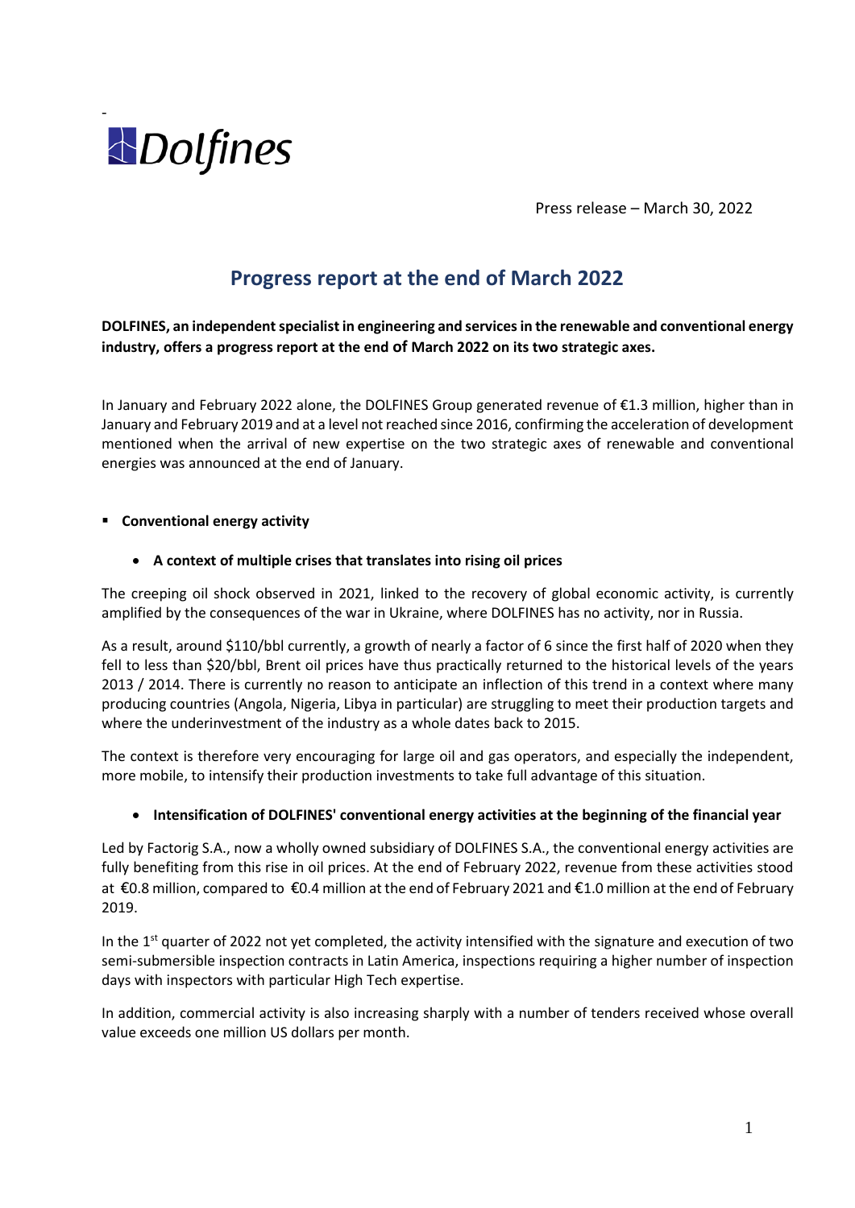Dolfines

Press release – March 30, 2022

# Progress report at the end of March 2022

**DOLFINES, an independent specialist in engineering and services in the renewable and conventional energy industry, offers a progress report at the end of March 2022 on its two strategic axes.**

In January and February 2022 alone, the DOLFINES Group generated revenue of €1.3 million, higher than in January and February 2019 and at a level not reached since 2016, confirming the acceleration of development mentioned when the arrival of new expertise on the two strategic axes of renewable and conventional energies was announced at the end of January.

- **Conventional energy activity**

  - **A context of multiple crises that translates into rising oil prices**

The creeping oil shock observed in 2021, linked to the recovery of global economic activity, is currently amplified by the consequences of the war in Ukraine, where DOLFINES has no activity, nor in Russia.

As a result, around $110/bbl currently, a growth of nearly a factor of 6 since the first half of 2020 when they fell to less than $20/bbl, Brent oil prices have thus practically returned to the historical levels of the years 2013 / 2014. There is currently no reason to anticipate an inflection of this trend in a context where many producing countries (Angola, Nigeria, Libya in particular) are struggling to meet their production targets and where the underinvestment of the industry as a whole dates back to 2015.

The context is therefore very encouraging for large oil and gas operators, and especially the independent, more mobile, to intensify their production investments to take full advantage of this situation.

  - **Intensification of DOLFINES' conventional energy activities at the beginning of the financial year**

Led by Factorig S.A., now a wholly owned subsidiary of DOLFINES S.A., the conventional energy activities are fully benefiting from this rise in oil prices. At the end of February 2022, revenue from these activities stood at €0.8 million, compared to €0.4 million at the end of February 2021 and €1.0 million at the end of February 2019.

In the 1st quarter of 2022 not yet completed, the activity intensified with the signature and execution of two semi-submersible inspection contracts in Latin America, inspections requiring a higher number of inspection days with inspectors with particular High Tech expertise.

In addition, commercial activity is also increasing sharply with a number of tenders received whose overall value exceeds one million US dollars per month.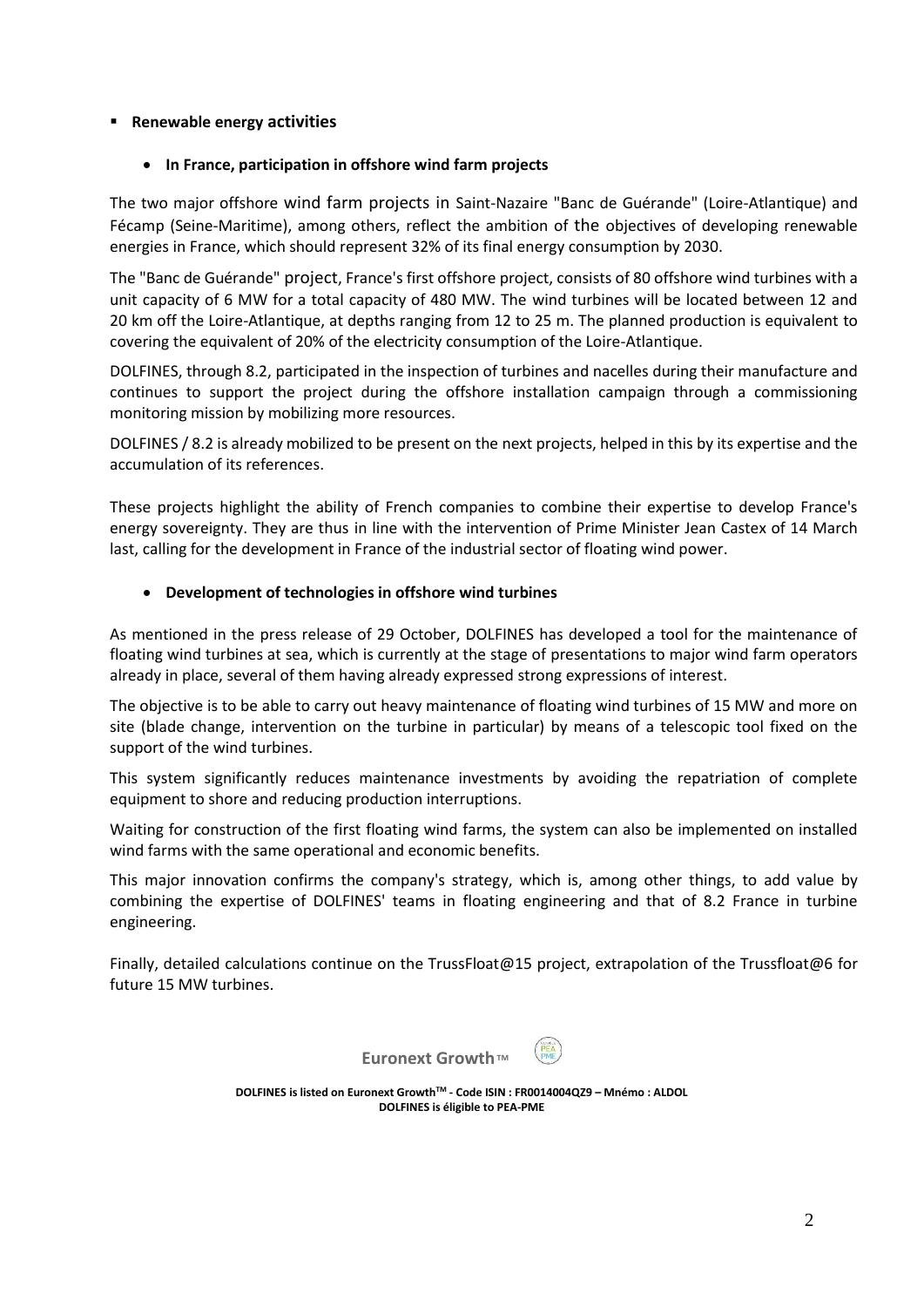- **Renewable energy activities**

  - **In France, participation in offshore wind farm projects**

The two major offshore wind farm projects in Saint-Nazaire "Banc de Guérande" (Loire-Atlantique) and Fécamp (Seine-Maritime), among others, reflect the ambition of the objectives of developing renewable energies in France, which should represent 32% of its final energy consumption by 2030.

The "Banc de Guérande" project, France's first offshore project, consists of 80 offshore wind turbines with a unit capacity of 6 MW for a total capacity of 480 MW. The wind turbines will be located between 12 and 20 km off the Loire-Atlantique, at depths ranging from 12 to 25 m. The planned production is equivalent to covering the equivalent of 20% of the electricity consumption of the Loire-Atlantique.

DOLFINES, through 8.2, participated in the inspection of turbines and nacelles during their manufacture and continues to support the project during the offshore installation campaign through a commissioning monitoring mission by mobilizing more resources.

DOLFINES / 8.2 is already mobilized to be present on the next projects, helped in this by its expertise and the accumulation of its references.

These projects highlight the ability of French companies to combine their expertise to develop France's energy sovereignty. They are thus in line with the intervention of Prime Minister Jean Castex of 14 March last, calling for the development in France of the industrial sector of floating wind power.

  - **Development of technologies in offshore wind turbines**

As mentioned in the press release of 29 October, DOLFINES has developed a tool for the maintenance of floating wind turbines at sea, which is currently at the stage of presentations to major wind farm operators already in place, several of them having already expressed strong expressions of interest.

The objective is to be able to carry out heavy maintenance of floating wind turbines of 15 MW and more on site (blade change, intervention on the turbine in particular) by means of a telescopic tool fixed on the support of the wind turbines.

This system significantly reduces maintenance investments by avoiding the repatriation of complete equipment to shore and reducing production interruptions.

Waiting for construction of the first floating wind farms, the system can also be implemented on installed wind farms with the same operational and economic benefits.

This major innovation confirms the company's strategy, which is, among other things, to add value by combining the expertise of DOLFINES' teams in floating engineering and that of 8.2 France in turbine engineering.

Finally, detailed calculations continue on the TrussFloat@15 project, extrapolation of the Trussfloat@6 for future 15 MW turbines.

**Euronext Growth™**

**DOLFINES is listed on Euronext Growth™ - Code ISIN : FR0014004QZ9 – Mnémo : ALDOL**
**DOLFINES is éligible to PEA-PME**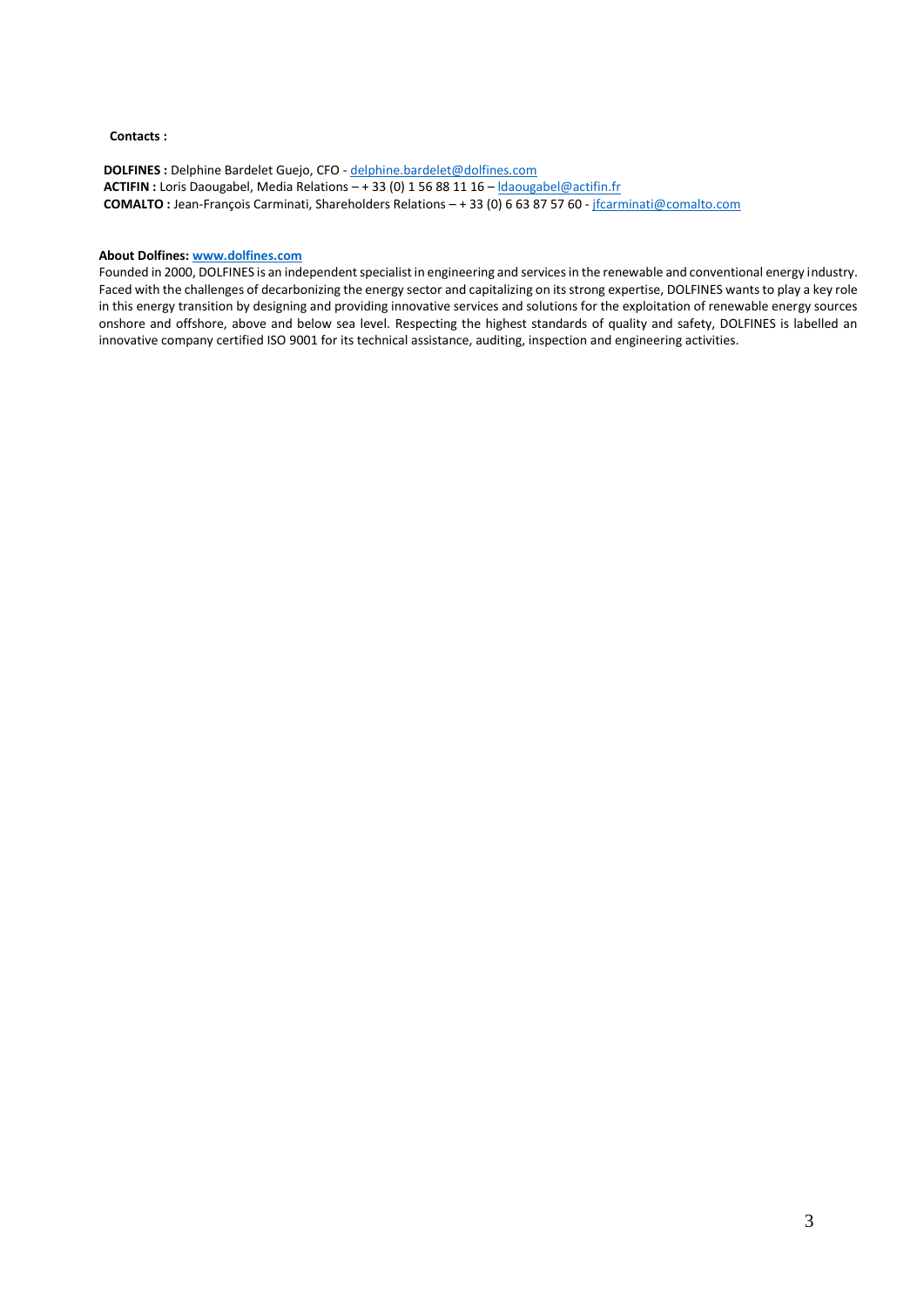**Contacts :**

**DOLFINES :** Delphine Bardelet Guejo, CFO - delphine.bardelet@dolfines.com
**ACTIFIN :** Loris Daougabel, Media Relations – + 33 (0) 1 56 88 11 16 – ldaougabel@actifin.fr
**COMALTO :** Jean-François Carminati, Shareholders Relations – + 33 (0) 6 63 87 57 60 - jfcarminati@comalto.com

**About Dolfines: www.dolfines.com**

Founded in 2000, DOLFINES is an independent specialist in engineering and services in the renewable and conventional energy industry. Faced with the challenges of decarbonizing the energy sector and capitalizing on its strong expertise, DOLFINES wants to play a key role in this energy transition by designing and providing innovative services and solutions for the exploitation of renewable energy sources onshore and offshore, above and below sea level. Respecting the highest standards of quality and safety, DOLFINES is labelled an innovative company certified ISO 9001 for its technical assistance, auditing, inspection and engineering activities.